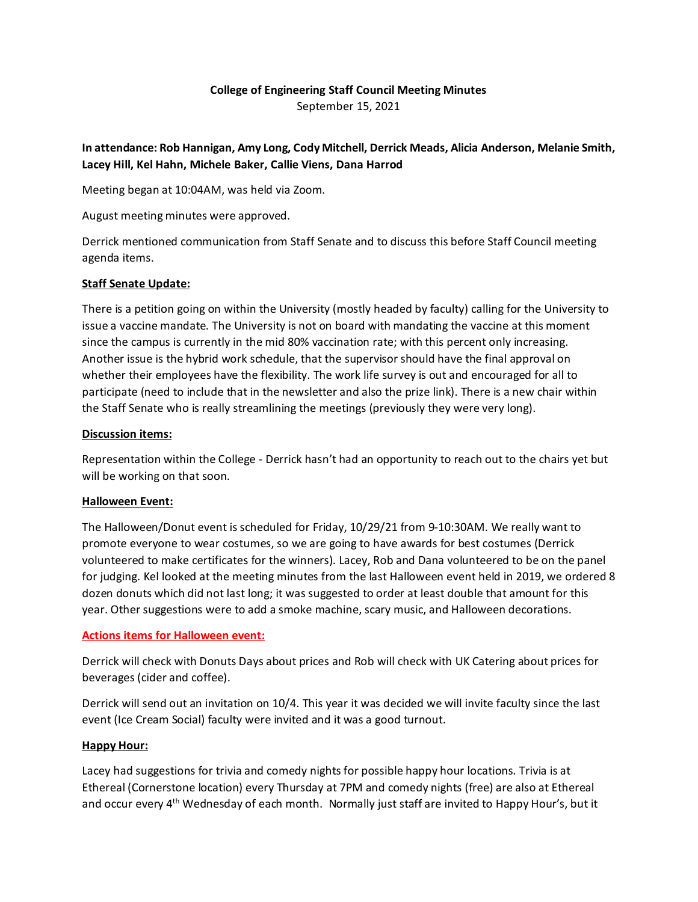**College of Engineering Staff Council Meeting Minutes**

September 15, 2021

**In attendance: Rob Hannigan, Amy Long, Cody Mitchell, Derrick Meads, Alicia Anderson, Melanie Smith, Lacey Hill, Kel Hahn, Michele Baker, Callie Viens, Dana Harrod**

Meeting began at 10:04AM, was held via Zoom.

August meeting minutes were approved.

Derrick mentioned communication from Staff Senate and to discuss this before Staff Council meeting agenda items.

**Staff Senate Update:**

There is a petition going on within the University (mostly headed by faculty) calling for the University to issue a vaccine mandate. The University is not on board with mandating the vaccine at this moment since the campus is currently in the mid 80% vaccination rate; with this percent only increasing. Another issue is the hybrid work schedule, that the supervisor should have the final approval on whether their employees have the flexibility. The work life survey is out and encouraged for all to participate (need to include that in the newsletter and also the prize link). There is a new chair within the Staff Senate who is really streamlining the meetings (previously they were very long).

**Discussion items:**

Representation within the College - Derrick hasn't had an opportunity to reach out to the chairs yet but will be working on that soon.

**Halloween Event:**

The Halloween/Donut event is scheduled for Friday, 10/29/21 from 9-10:30AM. We really want to promote everyone to wear costumes, so we are going to have awards for best costumes (Derrick volunteered to make certificates for the winners). Lacey, Rob and Dana volunteered to be on the panel for judging. Kel looked at the meeting minutes from the last Halloween event held in 2019, we ordered 8 dozen donuts which did not last long; it was suggested to order at least double that amount for this year. Other suggestions were to add a smoke machine, scary music, and Halloween decorations.

**Actions items for Halloween event:**

Derrick will check with Donuts Days about prices and Rob will check with UK Catering about prices for beverages (cider and coffee).

Derrick will send out an invitation on 10/4. This year it was decided we will invite faculty since the last event (Ice Cream Social) faculty were invited and it was a good turnout.

**Happy Hour:**

Lacey had suggestions for trivia and comedy nights for possible happy hour locations. Trivia is at Ethereal (Cornerstone location) every Thursday at 7PM and comedy nights (free) are also at Ethereal and occur every 4th Wednesday of each month. Normally just staff are invited to Happy Hour's, but it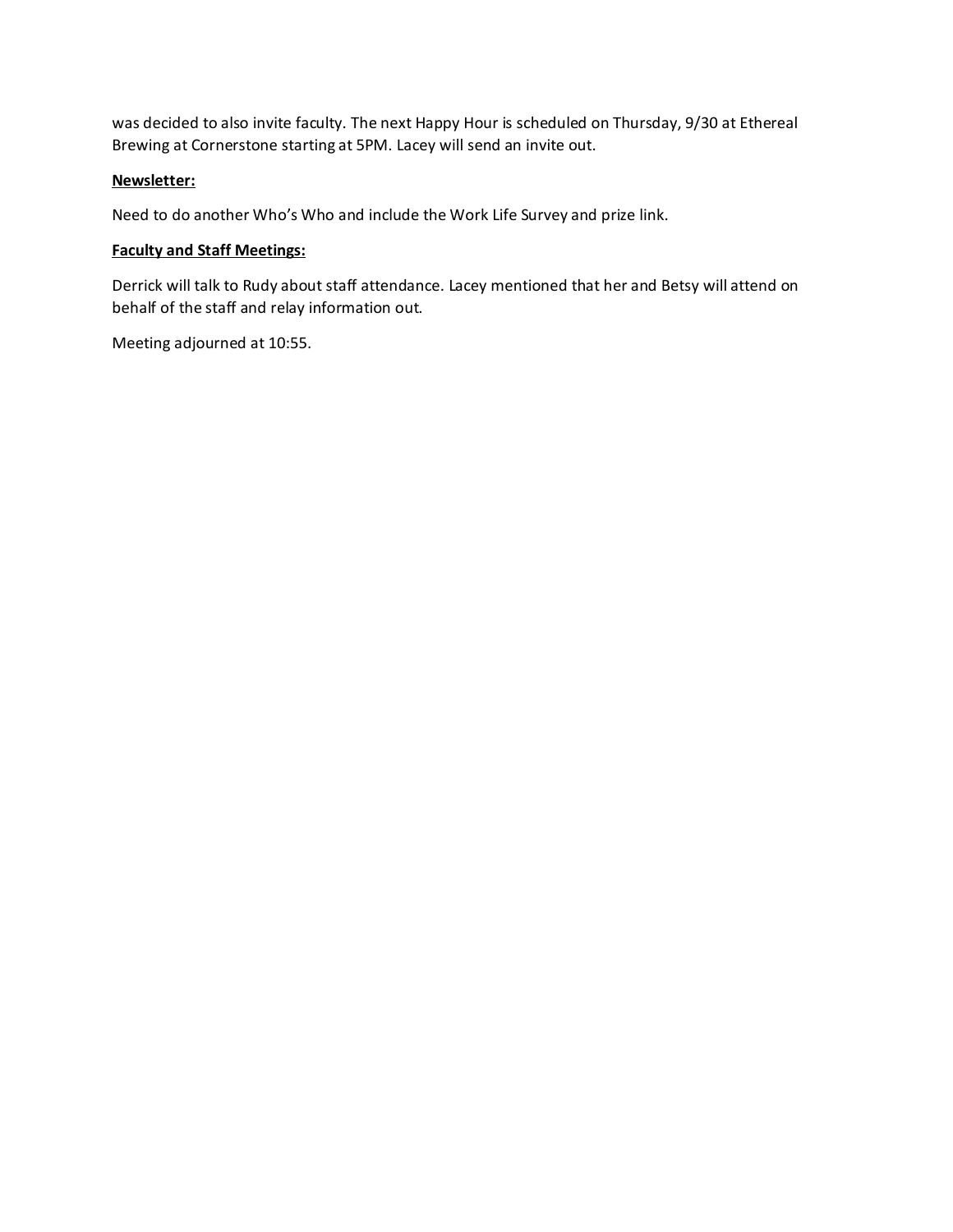was decided to also invite faculty. The next Happy Hour is scheduled on Thursday, 9/30 at Ethereal Brewing at Cornerstone starting at 5PM. Lacey will send an invite out.

**Newsletter:**

Need to do another Who's Who and include the Work Life Survey and prize link.

**Faculty and Staff Meetings:**

Derrick will talk to Rudy about staff attendance. Lacey mentioned that her and Betsy will attend on behalf of the staff and relay information out.

Meeting adjourned at 10:55.